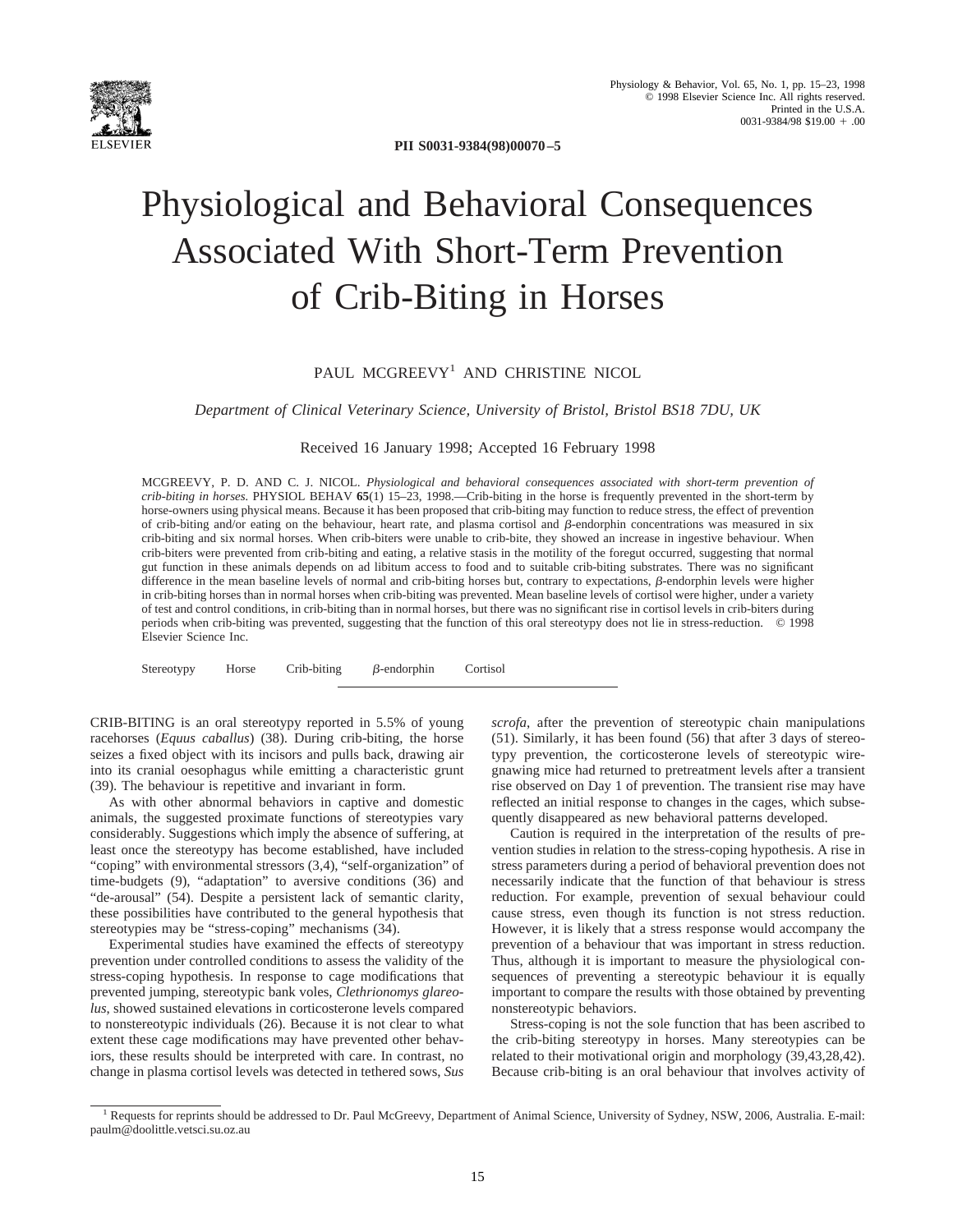PII S0031-9384(98)00070–5

# Physiological and Behavioral Consequences Associated With Short-Term Prevention of Crib-Biting in Horses

PAUL MCGREEVY[1] AND CHRISTINE NICOL

*Department of Clinical Veterinary Science, University of Bristol, Bristol BS18 7DU, UK*

Received 16 January 1998; Accepted 16 February 1998

MCGREEVY, P. D. AND C. J. NICOL. *Physiological and behavioral consequences associated with short-term prevention of crib-biting in horses.* PHYSIOL BEHAV **65**(1) 15–23, 1998.—Crib-biting in the horse is frequently prevented in the short-term by horse-owners using physical means. Because it has been proposed that crib-biting may function to reduce stress, the effect of prevention of crib-biting and/or eating on the behaviour, heart rate, and plasma cortisol and $\beta$-endorphin concentrations was measured in six crib-biting and six normal horses. When crib-biters were unable to crib-bite, they showed an increase in ingestive behaviour. When crib-biters were prevented from crib-biting and eating, a relative stasis in the motility of the foregut occurred, suggesting that normal gut function in these animals depends on ad libitum access to food and to suitable crib-biting substrates. There was no significant difference in the mean baseline levels of normal and crib-biting horses but, contrary to expectations, $\beta$-endorphin levels were higher in crib-biting horses than in normal horses when crib-biting was prevented. Mean baseline levels of cortisol were higher, under a variety of test and control conditions, in crib-biting than in normal horses, but there was no significant rise in cortisol levels in crib-biters during periods when crib-biting was prevented, suggesting that the function of this oral stereotypy does not lie in stress-reduction. © 1998 Elsevier Science Inc.

Stereotypy Horse Crib-biting $\beta$-endorphin Cortisol

CRIB-BITING is an oral stereotypy reported in 5.5% of young racehorses (*Equus caballus*) (38). During crib-biting, the horse seizes a fixed object with its incisors and pulls back, drawing air into its cranial oesophagus while emitting a characteristic grunt (39). The behaviour is repetitive and invariant in form.

As with other abnormal behaviors in captive and domestic animals, the suggested proximate functions of stereotypies vary considerably. Suggestions which imply the absence of suffering, at least once the stereotypy has become established, have included "coping" with environmental stressors (3,4), "self-organization" of time-budgets (9), "adaptation" to aversive conditions (36) and "de-arousal" (54). Despite a persistent lack of semantic clarity, these possibilities have contributed to the general hypothesis that stereotypies may be "stress-coping" mechanisms (34).

Experimental studies have examined the effects of stereotypy prevention under controlled conditions to assess the validity of the stress-coping hypothesis. In response to cage modifications that prevented jumping, stereotypic bank voles, *Clethrionomys glareolus*, showed sustained elevations in corticosterone levels compared to nonstereotypic individuals (26). Because it is not clear to what extent these cage modifications may have prevented other behaviors, these results should be interpreted with care. In contrast, no change in plasma cortisol levels was detected in tethered sows, *Sus scrofa*, after the prevention of stereotypic chain manipulations (51). Similarly, it has been found (56) that after 3 days of stereotypy prevention, the corticosterone levels of stereotypic wire-gnawing mice had returned to pretreatment levels after a transient rise observed on Day 1 of prevention. The transient rise may have reflected an initial response to changes in the cages, which subsequently disappeared as new behavioral patterns developed.

Caution is required in the interpretation of the results of prevention studies in relation to the stress-coping hypothesis. A rise in stress parameters during a period of behavioral prevention does not necessarily indicate that the function of that behaviour is stress reduction. For example, prevention of sexual behaviour could cause stress, even though its function is not stress reduction. However, it is likely that a stress response would accompany the prevention of a behaviour that was important in stress reduction. Thus, although it is important to measure the physiological consequences of preventing a stereotypic behaviour it is equally important to compare the results with those obtained by preventing nonstereotypic behaviors.

Stress-coping is not the sole function that has been ascribed to the crib-biting stereotypy in horses. Many stereotypies can be related to their motivational origin and morphology (39,43,28,42). Because crib-biting is an oral behaviour that involves activity of

[1] Requests for reprints should be addressed to Dr. Paul McGreevy, Department of Animal Science, University of Sydney, NSW, 2006, Australia. E-mail: paulm@doolittle.vetsci.su.oz.au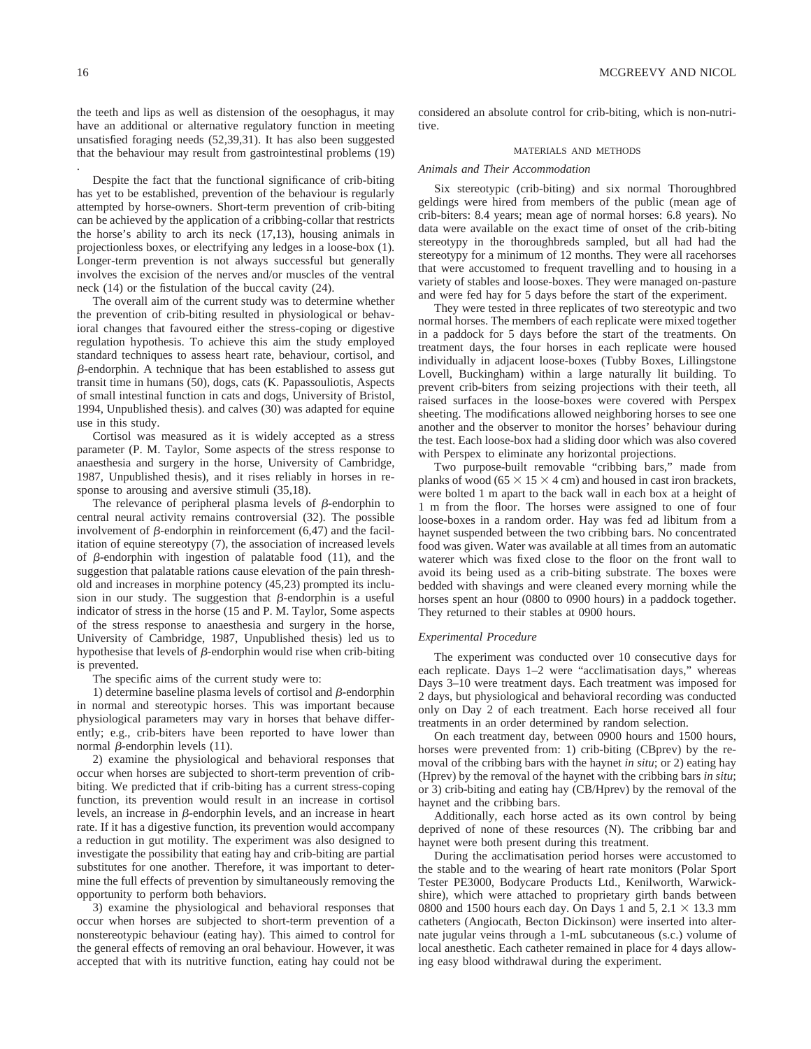the teeth and lips as well as distension of the oesophagus, it may have an additional or alternative regulatory function in meeting unsatisfied foraging needs (52,39,31). It has also been suggested that the behaviour may result from gastrointestinal problems (19) .

Despite the fact that the functional significance of crib-biting has yet to be established, prevention of the behaviour is regularly attempted by horse-owners. Short-term prevention of crib-biting can be achieved by the application of a cribbing-collar that restricts the horse's ability to arch its neck (17,13), housing animals in projectionless boxes, or electrifying any ledges in a loose-box (1). Longer-term prevention is not always successful but generally involves the excision of the nerves and/or muscles of the ventral neck (14) or the fistulation of the buccal cavity (24).

The overall aim of the current study was to determine whether the prevention of crib-biting resulted in physiological or behavioral changes that favoured either the stress-coping or digestive regulation hypothesis. To achieve this aim the study employed standard techniques to assess heart rate, behaviour, cortisol, and $\beta$-endorphin. A technique that has been established to assess gut transit time in humans (50), dogs, cats (K. Papassouliotis, Aspects of small intestinal function in cats and dogs, University of Bristol, 1994, Unpublished thesis). and calves (30) was adapted for equine use in this study.

Cortisol was measured as it is widely accepted as a stress parameter (P. M. Taylor, Some aspects of the stress response to anaesthesia and surgery in the horse, University of Cambridge, 1987, Unpublished thesis), and it rises reliably in horses in response to arousing and aversive stimuli (35,18).

The relevance of peripheral plasma levels of $\beta$-endorphin to central neural activity remains controversial (32). The possible involvement of $\beta$-endorphin in reinforcement (6,47) and the facilitation of equine stereotypy (7), the association of increased levels of $\beta$-endorphin with ingestion of palatable food (11), and the suggestion that palatable rations cause elevation of the pain threshold and increases in morphine potency (45,23) prompted its inclusion in our study. The suggestion that $\beta$-endorphin is a useful indicator of stress in the horse (15 and P. M. Taylor, Some aspects of the stress response to anaesthesia and surgery in the horse, University of Cambridge, 1987, Unpublished thesis) led us to hypothesise that levels of $\beta$-endorphin would rise when crib-biting is prevented.

The specific aims of the current study were to:

1) determine baseline plasma levels of cortisol and $\beta$-endorphin in normal and stereotypic horses. This was important because physiological parameters may vary in horses that behave differently; e.g., crib-biters have been reported to have lower than normal $\beta$-endorphin levels (11).

2) examine the physiological and behavioral responses that occur when horses are subjected to short-term prevention of crib-biting. We predicted that if crib-biting has a current stress-coping function, its prevention would result in an increase in cortisol levels, an increase in $\beta$-endorphin levels, and an increase in heart rate. If it has a digestive function, its prevention would accompany a reduction in gut motility. The experiment was also designed to investigate the possibility that eating hay and crib-biting are partial substitutes for one another. Therefore, it was important to determine the full effects of prevention by simultaneously removing the opportunity to perform both behaviors.

3) examine the physiological and behavioral responses that occur when horses are subjected to short-term prevention of a nonstereotypic behaviour (eating hay). This aimed to control for the general effects of removing an oral behaviour. However, it was accepted that with its nutritive function, eating hay could not be considered an absolute control for crib-biting, which is non-nutritive.

## MATERIALS AND METHODS

### *Animals and Their Accommodation*

Six stereotypic (crib-biting) and six normal Thoroughbred geldings were hired from members of the public (mean age of crib-biters: 8.4 years; mean age of normal horses: 6.8 years). No data were available on the exact time of onset of the crib-biting stereotypy in the thoroughbreds sampled, but all had had the stereotypy for a minimum of 12 months. They were all racehorses that were accustomed to frequent travelling and to housing in a variety of stables and loose-boxes. They were managed on-pasture and were fed hay for 5 days before the start of the experiment.

They were tested in three replicates of two stereotypic and two normal horses. The members of each replicate were mixed together in a paddock for 5 days before the start of the treatments. On treatment days, the four horses in each replicate were housed individually in adjacent loose-boxes (Tubby Boxes, Lillingstone Lovell, Buckingham) within a large naturally lit building. To prevent crib-biters from seizing projections with their teeth, all raised surfaces in the loose-boxes were covered with Perspex sheeting. The modifications allowed neighboring horses to see one another and the observer to monitor the horses' behaviour during the test. Each loose-box had a sliding door which was also covered with Perspex to eliminate any horizontal projections.

Two purpose-built removable "cribbing bars," made from planks of wood ($65 \times 15 \times 4$ cm) and housed in cast iron brackets, were bolted 1 m apart to the back wall in each box at a height of 1 m from the floor. The horses were assigned to one of four loose-boxes in a random order. Hay was fed ad libitum from a haynet suspended between the two cribbing bars. No concentrated food was given. Water was available at all times from an automatic waterer which was fixed close to the floor on the front wall to avoid its being used as a crib-biting substrate. The boxes were bedded with shavings and were cleaned every morning while the horses spent an hour (0800 to 0900 hours) in a paddock together. They returned to their stables at 0900 hours.

### *Experimental Procedure*

The experiment was conducted over 10 consecutive days for each replicate. Days 1–2 were "acclimatisation days," whereas Days 3–10 were treatment days. Each treatment was imposed for 2 days, but physiological and behavioral recording was conducted only on Day 2 of each treatment. Each horse received all four treatments in an order determined by random selection.

On each treatment day, between 0900 hours and 1500 hours, horses were prevented from: 1) crib-biting (CBprev) by the removal of the cribbing bars with the haynet *in situ*; or 2) eating hay (Hprev) by the removal of the haynet with the cribbing bars *in situ*; or 3) crib-biting and eating hay (CB/Hprev) by the removal of the haynet and the cribbing bars.

Additionally, each horse acted as its own control by being deprived of none of these resources (N). The cribbing bar and haynet were both present during this treatment.

During the acclimatisation period horses were accustomed to the stable and to the wearing of heart rate monitors (Polar Sport Tester PE3000, Bodycare Products Ltd., Kenilworth, Warwickshire), which were attached to proprietary girth bands between 0800 and 1500 hours each day. On Days 1 and 5, $2.1 \times 13.3$ mm catheters (Angiocath, Becton Dickinson) were inserted into alternate jugular veins through a 1-mL subcutaneous (s.c.) volume of local anesthetic. Each catheter remained in place for 4 days allowing easy blood withdrawal during the experiment.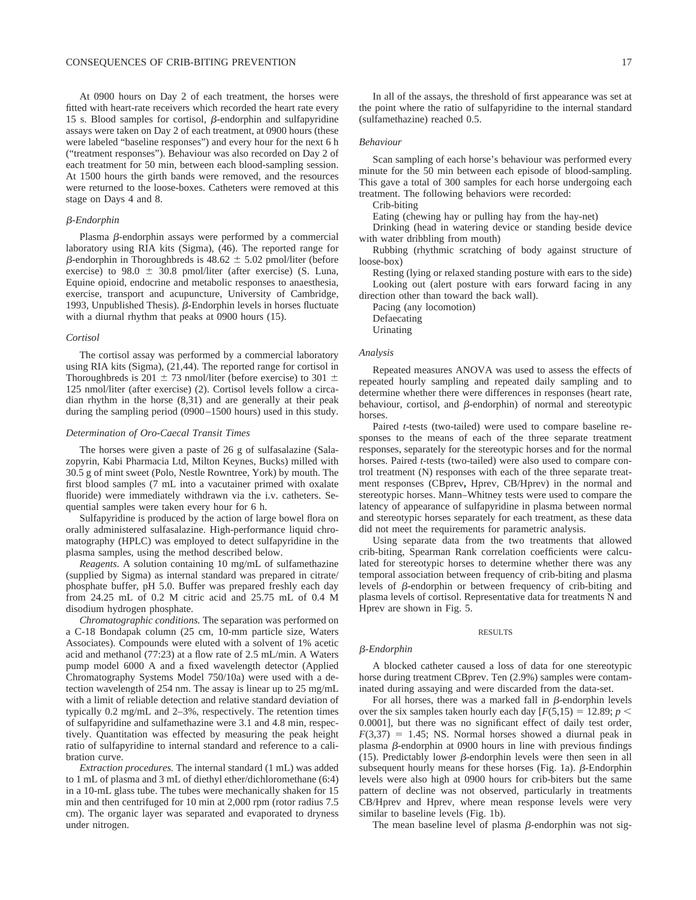At 0900 hours on Day 2 of each treatment, the horses were fitted with heart-rate receivers which recorded the heart rate every 15 s. Blood samples for cortisol, β-endorphin and sulfapyridine assays were taken on Day 2 of each treatment, at 0900 hours (these were labeled "baseline responses") and every hour for the next 6 h ("treatment responses"). Behaviour was also recorded on Day 2 of each treatment for 50 min, between each blood-sampling session. At 1500 hours the girth bands were removed, and the resources were returned to the loose-boxes. Catheters were removed at this stage on Days 4 and 8.

### *β-Endorphin*

Plasma β-endorphin assays were performed by a commercial laboratory using RIA kits (Sigma), (46). The reported range for β-endorphin in Thoroughbreds is 48.62 ± 5.02 pmol/liter (before exercise) to 98.0 ± 30.8 pmol/liter (after exercise) (S. Luna, Equine opioid, endocrine and metabolic responses to anaesthesia, exercise, transport and acupuncture, University of Cambridge, 1993, Unpublished Thesis). β-Endorphin levels in horses fluctuate with a diurnal rhythm that peaks at 0900 hours (15).

### *Cortisol*

The cortisol assay was performed by a commercial laboratory using RIA kits (Sigma), (21,44). The reported range for cortisol in Thoroughbreds is 201 ± 73 nmol/liter (before exercise) to 301 ± 125 nmol/liter (after exercise) (2). Cortisol levels follow a circadian rhythm in the horse (8,31) and are generally at their peak during the sampling period (0900–1500 hours) used in this study.

### *Determination of Oro-Caecal Transit Times*

The horses were given a paste of 26 g of sulfasalazine (Salazopyrin, Kabi Pharmacia Ltd, Milton Keynes, Bucks) milled with 30.5 g of mint sweet (Polo, Nestle Rowntree, York) by mouth. The first blood samples (7 mL into a vacutainer primed with oxalate fluoride) were immediately withdrawn via the i.v. catheters. Sequential samples were taken every hour for 6 h.

Sulfapyridine is produced by the action of large bowel flora on orally administered sulfasalazine. High-performance liquid chromatography (HPLC) was employed to detect sulfapyridine in the plasma samples, using the method described below.

*Reagents.* A solution containing 10 mg/mL of sulfamethazine (supplied by Sigma) as internal standard was prepared in citrate/phosphate buffer, pH 5.0. Buffer was prepared freshly each day from 24.25 mL of 0.2 M citric acid and 25.75 mL of 0.4 M disodium hydrogen phosphate.

*Chromatographic conditions.* The separation was performed on a C-18 Bondapak column (25 cm, 10-mm particle size, Waters Associates). Compounds were eluted with a solvent of 1% acetic acid and methanol (77:23) at a flow rate of 2.5 mL/min. A Waters pump model 6000 A and a fixed wavelength detector (Applied Chromatography Systems Model 750/10a) were used with a detection wavelength of 254 nm. The assay is linear up to 25 mg/mL with a limit of reliable detection and relative standard deviation of typically 0.2 mg/mL and 2–3%, respectively. The retention times of sulfapyridine and sulfamethazine were 3.1 and 4.8 min, respectively. Quantitation was effected by measuring the peak height ratio of sulfapyridine to internal standard and reference to a calibration curve.

*Extraction procedures.* The internal standard (1 mL) was added to 1 mL of plasma and 3 mL of diethyl ether/dichloromethane (6:4) in a 10-mL glass tube. The tubes were mechanically shaken for 15 min and then centrifuged for 10 min at 2,000 rpm (rotor radius 7.5 cm). The organic layer was separated and evaporated to dryness under nitrogen.

In all of the assays, the threshold of first appearance was set at the point where the ratio of sulfapyridine to the internal standard (sulfamethazine) reached 0.5.

### *Behaviour*

Scan sampling of each horse's behaviour was performed every minute for the 50 min between each episode of blood-sampling. This gave a total of 300 samples for each horse undergoing each treatment. The following behaviors were recorded:

Crib-biting

Eating (chewing hay or pulling hay from the hay-net)

Drinking (head in watering device or standing beside device with water dribbling from mouth)

Rubbing (rhythmic scratching of body against structure of loose-box)

Resting (lying or relaxed standing posture with ears to the side)

Looking out (alert posture with ears forward facing in any direction other than toward the back wall).

Pacing (any locomotion)

Defaecating

Urinating

### *Analysis*

Repeated measures ANOVA was used to assess the effects of repeated hourly sampling and repeated daily sampling and to determine whether there were differences in responses (heart rate, behaviour, cortisol, and β-endorphin) of normal and stereotypic horses.

Paired *t*-tests (two-tailed) were used to compare baseline responses to the means of each of the three separate treatment responses, separately for the stereotypic horses and for the normal horses. Paired *t*-tests (two-tailed) were also used to compare control treatment (N) responses with each of the three separate treatment responses (CBprev, Hprev, CB/Hprev) in the normal and stereotypic horses. Mann–Whitney tests were used to compare the latency of appearance of sulfapyridine in plasma between normal and stereotypic horses separately for each treatment, as these data did not meet the requirements for parametric analysis.

Using separate data from the two treatments that allowed crib-biting, Spearman Rank correlation coefficients were calculated for stereotypic horses to determine whether there was any temporal association between frequency of crib-biting and plasma levels of β-endorphin or between frequency of crib-biting and plasma levels of cortisol. Representative data for treatments N and Hprev are shown in Fig. 5.

## RESULTS

### *β-Endorphin*

A blocked catheter caused a loss of data for one stereotypic horse during treatment CBprev. Ten (2.9%) samples were contaminated during assaying and were discarded from the data-set.

For all horses, there was a marked fall in β-endorphin levels over the six samples taken hourly each day [$F(5,15) = 12.89$; $p < 0.0001$], but there was no significant effect of daily test order, $F(3,37) = 1.45$; NS. Normal horses showed a diurnal peak in plasma β-endorphin at 0900 hours in line with previous findings (15). Predictably lower β-endorphin levels were then seen in all subsequent hourly means for these horses (Fig. 1a). β-Endorphin levels were also high at 0900 hours for crib-biters but the same pattern of decline was not observed, particularly in treatments CB/Hprev and Hprev, where mean response levels were very similar to baseline levels (Fig. 1b).

The mean baseline level of plasma β-endorphin was not sig-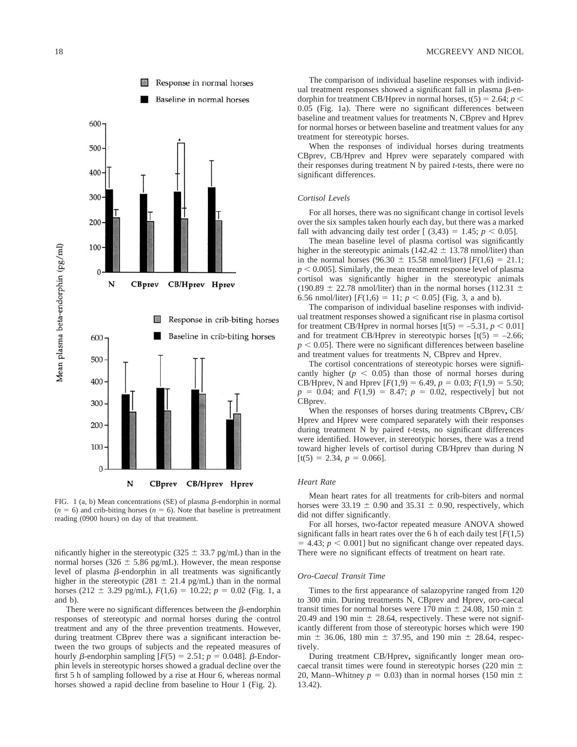FIG. 1 (a, b) Mean concentrations (SE) of plasma $\beta$-endorphin in normal ($n = 6$) and crib-biting horses ($n = 6$). Note that baseline is pretreatment reading (0900 hours) on day of that treatment.

nificantly higher in the stereotypic ($325 \pm 33.7$ pg/mL) than in the normal horses ($326 \pm 5.86$ pg/mL). However, the mean response level of plasma $\beta$-endorphin in all treatments was significantly higher in the stereotypic ($281 \pm 21.4$ pg/mL) than in the normal horses ($212 \pm 3.29$ pg/mL), $F(1,6) = 10.22$; $p = 0.02$ (Fig. 1, a and b).

There were no significant differences between the $\beta$-endorphin responses of stereotypic and normal horses during the control treatment and any of the three prevention treatments. However, during treatment CBprev there was a significant interaction between the two groups of subjects and the repeated measures of hourly $\beta$-endorphin sampling [$F(5) = 2.51$; $p = 0.048$]. $\beta$-Endorphin levels in stereotypic horses showed a gradual decline over the first 5 h of sampling followed by a rise at Hour 6, whereas normal horses showed a rapid decline from baseline to Hour 1 (Fig. 2).

The comparison of individual baseline responses with individual treatment responses showed a significant fall in plasma $\beta$-endorphin for treatment CB/Hprev in normal horses, $t(5) = 2.64$; $p < 0.05$ (Fig. 1a). There were no significant differences between baseline and treatment values for treatments N, CBprev and Hprev for normal horses or between baseline and treatment values for any treatment for stereotypic horses.

When the responses of individual horses during treatments CBprev, CB/Hprev and Hprev were separately compared with their responses during treatment N by paired *t*-tests, there were no significant differences.

### Cortisol Levels

For all horses, there was no significant change in cortisol levels over the six samples taken hourly each day, but there was a marked fall with advancing daily test order [ $(3,43) = 1.45$; $p < 0.05$].

The mean baseline level of plasma cortisol was significantly higher in the stereotypic animals ($142.42 \pm 13.78$ nmol/liter) than in the normal horses ($96.30 \pm 15.58$ nmol/liter) [$F(1,6) = 21.1$; $p < 0.005$]. Similarly, the mean treatment response level of plasma cortisol was significantly higher in the stereotypic animals ($190.89 \pm 22.78$ nmol/liter) than in the normal horses ($112.31 \pm 6.56$ nmol/liter) [$F(1,6) = 11$; $p < 0.05$] (Fig. 3, a and b).

The comparison of individual baseline responses with individual treatment responses showed a significant rise in plasma cortisol for treatment CB/Hprev in normal horses [$t(5) = -5.31$, $p < 0.01$] and for treatment CB/Hprev in stereotypic horses [$t(5) = -2.66$; $p < 0.05$]. There were no significant differences between baseline and treatment values for treatments N, CBprev and Hprev.

The cortisol concentrations of stereotypic horses were significantly higher ($p < 0.05$) than those of normal horses during CB/Hprev, N and Hprev [$F(1,9) = 6.49$, $p = 0.03$; $F(1,9) = 5.50$; $p = 0.04$; and $F(1,9) = 8.47$; $p = 0.02$, respectively] but not CBprev.

When the responses of horses during treatments CBprev, CB/Hprev and Hprev were compared separately with their responses during treatment N by paired *t*-tests, no significant differences were identified. However, in stereotypic horses, there was a trend toward higher levels of cortisol during CB/Hprev than during N [$t(5) = 2.34$, $p = 0.066$].

### Heart Rate

Mean heart rates for all treatments for crib-biters and normal horses were $33.19 \pm 0.90$ and $35.31 \pm 0.90$, respectively, which did not differ significantly.

For all horses, two-factor repeated measure ANOVA showed significant falls in heart rates over the 6 h of each daily test [$F(1,5) = 4.43$; $p < 0.001$] but no significant change over repeated days. There were no significant effects of treatment on heart rate.

### Oro-Caecal Transit Time

Times to the first appearance of salazopyrine ranged from 120 to 300 min. During treatments N, CBprev and Hprev, oro-caecal transit times for normal horses were 170 min $\pm$ 24.08, 150 min $\pm$ 20.49 and 190 min $\pm$ 28.64, respectively. These were not significantly different from those of stereotypic horses which were 190 min $\pm$ 36.06, 180 min $\pm$ 37.95, and 190 min $\pm$ 28.64, respectively.

During treatment CB/Hprev, significantly longer mean oro-caecal transit times were found in stereotypic horses (220 min $\pm$ 20, Mann–Whitney $p = 0.03$) than in normal horses (150 min $\pm$ 13.42).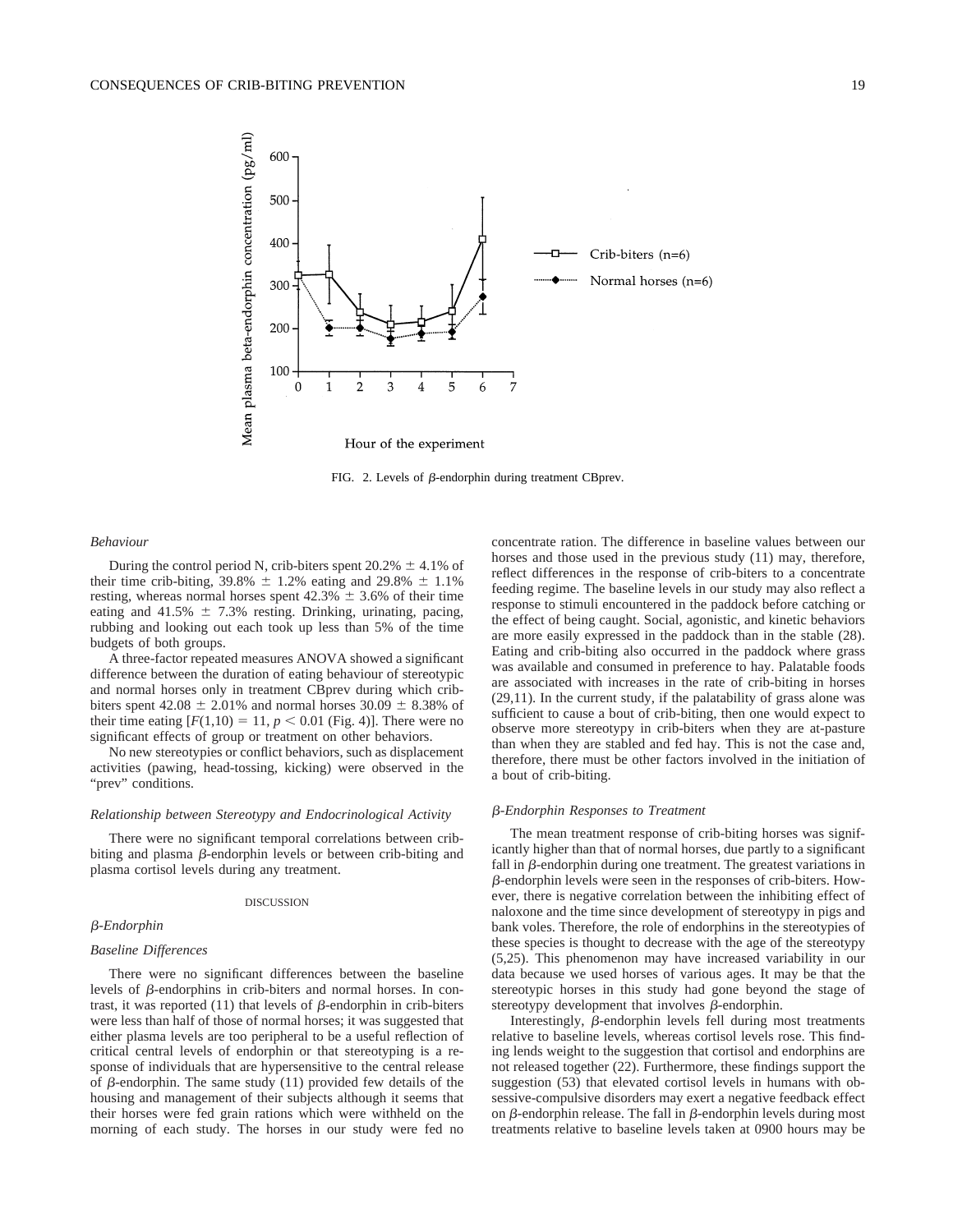FIG. 2. Levels of β-endorphin during treatment CBprev.

*Behaviour*

During the control period N, crib-biters spent 20.2% ± 4.1% of their time crib-biting, 39.8% ± 1.2% eating and 29.8% ± 1.1% resting, whereas normal horses spent 42.3% ± 3.6% of their time eating and 41.5% ± 7.3% resting. Drinking, urinating, pacing, rubbing and looking out each took up less than 5% of the time budgets of both groups.

A three-factor repeated measures ANOVA showed a significant difference between the duration of eating behaviour of stereotypic and normal horses only in treatment CBprev during which crib-biters spent 42.08 ± 2.01% and normal horses 30.09 ± 8.38% of their time eating [$F(1,10) = 11$, $p < 0.01$ (Fig. 4)]. There were no significant effects of group or treatment on other behaviors.

No new stereotypies or conflict behaviors, such as displacement activities (pawing, head-tossing, kicking) were observed in the "prev" conditions.

*Relationship between Stereotypy and Endocrinological Activity*

There were no significant temporal correlations between crib-biting and plasma β-endorphin levels or between crib-biting and plasma cortisol levels during any treatment.

## DISCUSSION

*β-Endorphin*

*Baseline Differences*

There were no significant differences between the baseline levels of β-endorphins in crib-biters and normal horses. In contrast, it was reported (11) that levels of β-endorphin in crib-biters were less than half of those of normal horses; it was suggested that either plasma levels are too peripheral to be a useful reflection of critical central levels of endorphin or that stereotyping is a response of individuals that are hypersensitive to the central release of β-endorphin. The same study (11) provided few details of the housing and management of their subjects although it seems that their horses were fed grain rations which were withheld on the morning of each study. The horses in our study were fed no concentrate ration. The difference in baseline values between our horses and those used in the previous study (11) may, therefore, reflect differences in the response of crib-biters to a concentrate feeding regime. The baseline levels in our study may also reflect a response to stimuli encountered in the paddock before catching or the effect of being caught. Social, agonistic, and kinetic behaviors are more easily expressed in the paddock than in the stable (28). Eating and crib-biting also occurred in the paddock where grass was available and consumed in preference to hay. Palatable foods are associated with increases in the rate of crib-biting in horses (29,11). In the current study, if the palatability of grass alone was sufficient to cause a bout of crib-biting, then one would expect to observe more stereotypy in crib-biters when they are at-pasture than when they are stabled and fed hay. This is not the case and, therefore, there must be other factors involved in the initiation of a bout of crib-biting.

*β-Endorphin Responses to Treatment*

The mean treatment response of crib-biting horses was significantly higher than that of normal horses, due partly to a significant fall in β-endorphin during one treatment. The greatest variations in β-endorphin levels were seen in the responses of crib-biters. However, there is negative correlation between the inhibiting effect of naloxone and the time since development of stereotypy in pigs and bank voles. Therefore, the role of endorphins in the stereotypies of these species is thought to decrease with the age of the stereotypy (5,25). This phenomenon may have increased variability in our data because we used horses of various ages. It may be that the stereotypic horses in this study had gone beyond the stage of stereotypy development that involves β-endorphin.

Interestingly, β-endorphin levels fell during most treatments relative to baseline levels, whereas cortisol levels rose. This finding lends weight to the suggestion that cortisol and endorphins are not released together (22). Furthermore, these findings support the suggestion (53) that elevated cortisol levels in humans with obsessive-compulsive disorders may exert a negative feedback effect on β-endorphin release. The fall in β-endorphin levels during most treatments relative to baseline levels taken at 0900 hours may be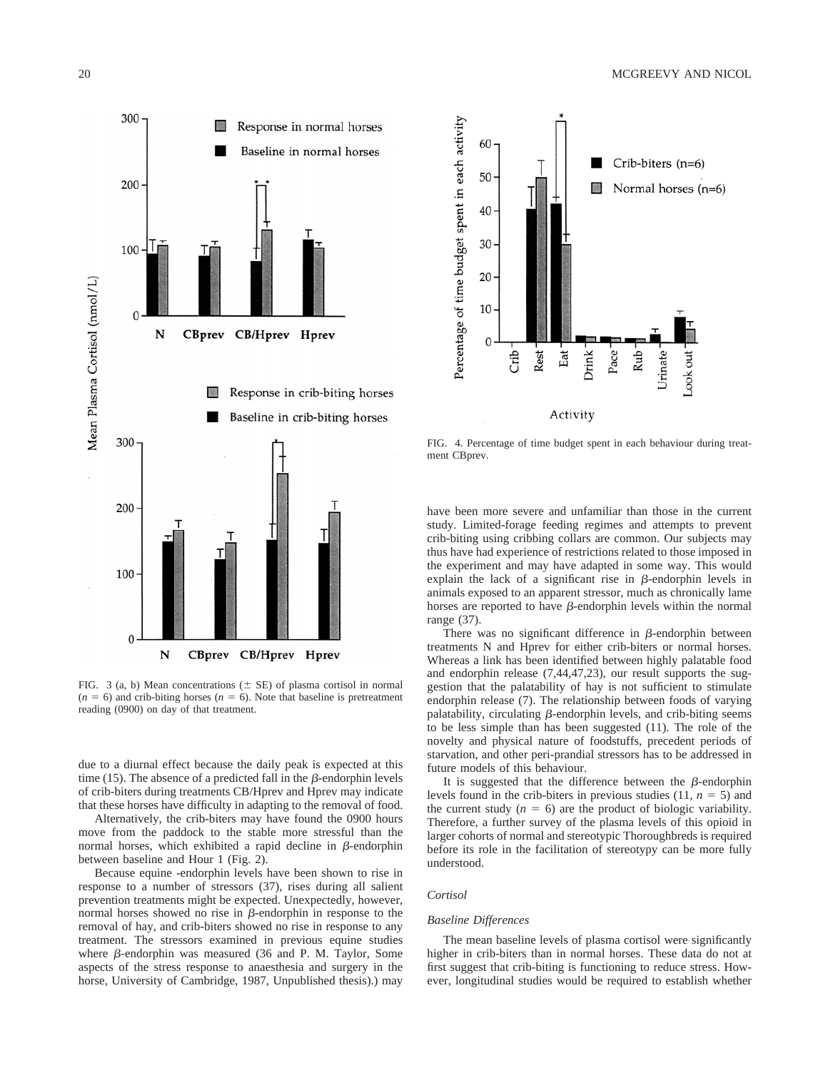FIG. 3 (a, b) Mean concentrations (± SE) of plasma cortisol in normal ($n$ = 6) and crib-biting horses ($n$ = 6). Note that baseline is pretreatment reading (0900) on day of that treatment.

FIG. 4. Percentage of time budget spent in each behaviour during treatment CBprev.

due to a diurnal effect because the daily peak is expected at this time (15). The absence of a predicted fall in the $\beta$-endorphin levels of crib-biters during treatments CB/Hprev and Hprev may indicate that these horses have difficulty in adapting to the removal of food.

Alternatively, the crib-biters may have found the 0900 hours move from the paddock to the stable more stressful than the normal horses, which exhibited a rapid decline in $\beta$-endorphin between baseline and Hour 1 (Fig. 2).

Because equine -endorphin levels have been shown to rise in response to a number of stressors (37), rises during all salient prevention treatments might be expected. Unexpectedly, however, normal horses showed no rise in $\beta$-endorphin in response to the removal of hay, and crib-biters showed no rise in response to any treatment. The stressors examined in previous equine studies where $\beta$-endorphin was measured (36 and P. M. Taylor, Some aspects of the stress response to anaesthesia and surgery in the horse, University of Cambridge, 1987, Unpublished thesis).) may have been more severe and unfamiliar than those in the current study. Limited-forage feeding regimes and attempts to prevent crib-biting using cribbing collars are common. Our subjects may thus have had experience of restrictions related to those imposed in the experiment and may have adapted in some way. This would explain the lack of a significant rise in $\beta$-endorphin levels in animals exposed to an apparent stressor, much as chronically lame horses are reported to have $\beta$-endorphin levels within the normal range (37).

There was no significant difference in $\beta$-endorphin between treatments N and Hprev for either crib-biters or normal horses. Whereas a link has been identified between highly palatable food and endorphin release (7,44,47,23), our result supports the suggestion that the palatability of hay is not sufficient to stimulate endorphin release (7). The relationship between foods of varying palatability, circulating $\beta$-endorphin levels, and crib-biting seems to be less simple than has been suggested (11). The role of the novelty and physical nature of foodstuffs, precedent periods of starvation, and other peri-prandial stressors has to be addressed in future models of this behaviour.

It is suggested that the difference between the $\beta$-endorphin levels found in the crib-biters in previous studies (11, $n$ = 5) and the current study ($n$ = 6) are the product of biologic variability. Therefore, a further survey of the plasma levels of this opioid in larger cohorts of normal and stereotypic Thoroughbreds is required before its role in the facilitation of stereotypy can be more fully understood.

### *Cortisol*

#### *Baseline Differences*

The mean baseline levels of plasma cortisol were significantly higher in crib-biters than in normal horses. These data do not at first suggest that crib-biting is functioning to reduce stress. However, longitudinal studies would be required to establish whether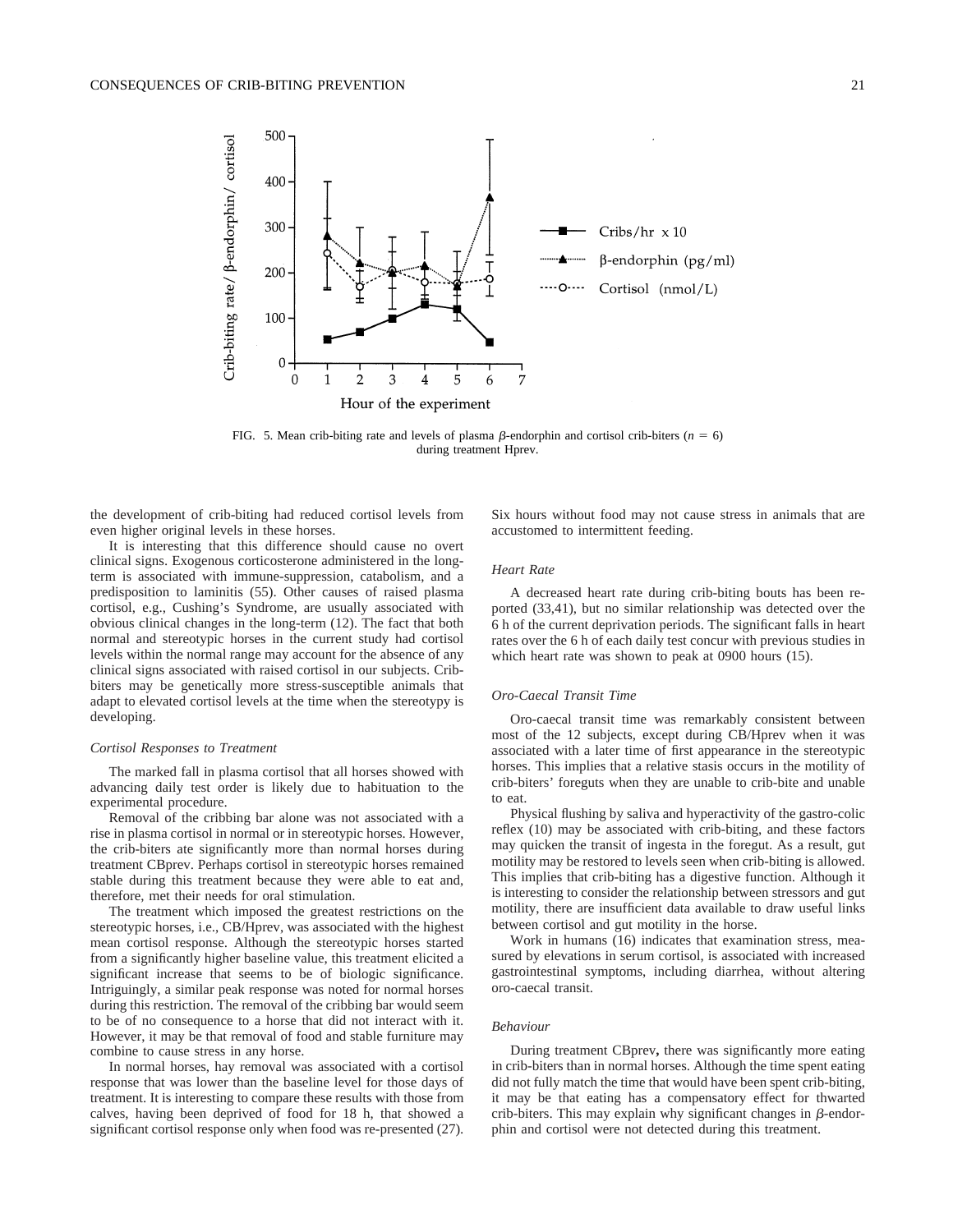Crib-biting rate/ β-endorphin/ cortisol

500
400
300
200
100
0

0 1 2 3 4 5 6 7

Hour of the experiment

Cribs/hr x 10
β-endorphin (pg/ml)
Cortisol (nmol/L)

FIG. 5. Mean crib-biting rate and levels of plasma β-endorphin and cortisol crib-biters ($n = 6$) during treatment Hprev.

the development of crib-biting had reduced cortisol levels from even higher original levels in these horses.

It is interesting that this difference should cause no overt clinical signs. Exogenous corticosterone administered in the long-term is associated with immune-suppression, catabolism, and a predisposition to laminitis (55). Other causes of raised plasma cortisol, e.g., Cushing's Syndrome, are usually associated with obvious clinical changes in the long-term (12). The fact that both normal and stereotypic horses in the current study had cortisol levels within the normal range may account for the absence of any clinical signs associated with raised cortisol in our subjects. Crib-biters may be genetically more stress-susceptible animals that adapt to elevated cortisol levels at the time when the stereotypy is developing.

### *Cortisol Responses to Treatment*

The marked fall in plasma cortisol that all horses showed with advancing daily test order is likely due to habituation to the experimental procedure.

Removal of the cribbing bar alone was not associated with a rise in plasma cortisol in normal or in stereotypic horses. However, the crib-biters ate significantly more than normal horses during treatment CBprev. Perhaps cortisol in stereotypic horses remained stable during this treatment because they were able to eat and, therefore, met their needs for oral stimulation.

The treatment which imposed the greatest restrictions on the stereotypic horses, i.e., CB/Hprev, was associated with the highest mean cortisol response. Although the stereotypic horses started from a significantly higher baseline value, this treatment elicited a significant increase that seems to be of biologic significance. Intriguingly, a similar peak response was noted for normal horses during this restriction. The removal of the cribbing bar would seem to be of no consequence to a horse that did not interact with it. However, it may be that removal of food and stable furniture may combine to cause stress in any horse.

In normal horses, hay removal was associated with a cortisol response that was lower than the baseline level for those days of treatment. It is interesting to compare these results with those from calves, having been deprived of food for 18 h, that showed a significant cortisol response only when food was re-presented (27). Six hours without food may not cause stress in animals that are accustomed to intermittent feeding.

### *Heart Rate*

A decreased heart rate during crib-biting bouts has been reported (33,41), but no similar relationship was detected over the 6 h of the current deprivation periods. The significant falls in heart rates over the 6 h of each daily test concur with previous studies in which heart rate was shown to peak at 0900 hours (15).

### *Oro-Caecal Transit Time*

Oro-caecal transit time was remarkably consistent between most of the 12 subjects, except during CB/Hprev when it was associated with a later time of first appearance in the stereotypic horses. This implies that a relative stasis occurs in the motility of crib-biters' foreguts when they are unable to crib-bite and unable to eat.

Physical flushing by saliva and hyperactivity of the gastro-colic reflex (10) may be associated with crib-biting, and these factors may quicken the transit of ingesta in the foregut. As a result, gut motility may be restored to levels seen when crib-biting is allowed. This implies that crib-biting has a digestive function. Although it is interesting to consider the relationship between stressors and gut motility, there are insufficient data available to draw useful links between cortisol and gut motility in the horse.

Work in humans (16) indicates that examination stress, measured by elevations in serum cortisol, is associated with increased gastrointestinal symptoms, including diarrhea, without altering oro-caecal transit.

### *Behaviour*

During treatment CBprev**,** there was significantly more eating in crib-biters than in normal horses. Although the time spent eating did not fully match the time that would have been spent crib-biting, it may be that eating has a compensatory effect for thwarted crib-biters. This may explain why significant changes in β-endorphin and cortisol were not detected during this treatment.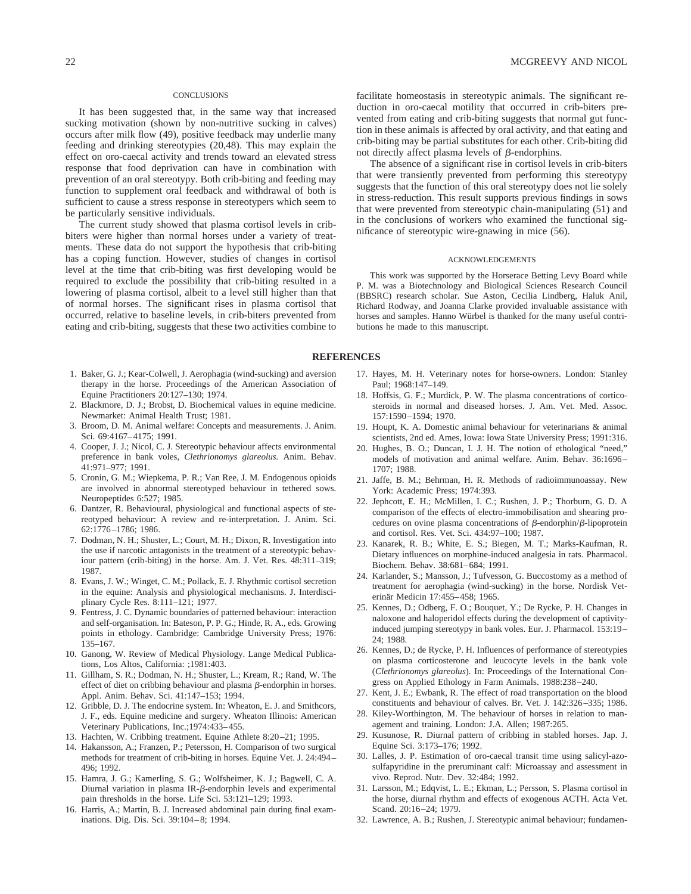## CONCLUSIONS

It has been suggested that, in the same way that increased sucking motivation (shown by non-nutritive sucking in calves) occurs after milk flow (49), positive feedback may underlie many feeding and drinking stereotypies (20,48). This may explain the effect on oro-caecal activity and trends toward an elevated stress response that food deprivation can have in combination with prevention of an oral stereotypy. Both crib-biting and feeding may function to supplement oral feedback and withdrawal of both is sufficient to cause a stress response in stereotypers which seem to be particularly sensitive individuals.

The current study showed that plasma cortisol levels in crib-biters were higher than normal horses under a variety of treatments. These data do not support the hypothesis that crib-biting has a coping function. However, studies of changes in cortisol level at the time that crib-biting was first developing would be required to exclude the possibility that crib-biting resulted in a lowering of plasma cortisol, albeit to a level still higher than that of normal horses. The significant rises in plasma cortisol that occurred, relative to baseline levels, in crib-biters prevented from eating and crib-biting, suggests that these two activities combine to facilitate homeostasis in stereotypic animals. The significant reduction in oro-caecal motility that occurred in crib-biters prevented from eating and crib-biting suggests that normal gut function in these animals is affected by oral activity, and that eating and crib-biting may be partial substitutes for each other. Crib-biting did not directly affect plasma levels of $\beta$-endorphins.

The absence of a significant rise in cortisol levels in crib-biters that were transiently prevented from performing this stereotypy suggests that the function of this oral stereotypy does not lie solely in stress-reduction. This result supports previous findings in sows that were prevented from stereotypic chain-manipulating (51) and in the conclusions of workers who examined the functional significance of stereotypic wire-gnawing in mice (56).

## ACKNOWLEDGEMENTS

This work was supported by the Horserace Betting Levy Board while P. M. was a Biotechnology and Biological Sciences Research Council (BBSRC) research scholar. Sue Aston, Cecilia Lindberg, Haluk Anil, Richard Rodway, and Joanna Clarke provided invaluable assistance with horses and samples. Hanno Würbel is thanked for the many useful contributions he made to this manuscript.

## REFERENCES

1. Baker, G. J.; Kear-Colwell, J. Aerophagia (wind-sucking) and aversion therapy in the horse. Proceedings of the American Association of Equine Practitioners 20:127–130; 1974.
2. Blackmore, D. J.; Brobst, D. F. Biochemical values in equine medicine. Newmarket: Animal Health Trust; 1981.
3. Broom, D. M. Animal welfare: Concepts and measurements. J. Anim. Sci. 69:4167–4175; 1991.
4. Cooper, J. J.; Nicol, C. J. Stereotypic behaviour affects environmental preference in bank voles, *Clethrionomys glareolus.* Anim. Behav. 41:971–977; 1991.
5. Cronin, G. M.; Wiepkema, P. R.; Van Ree, J. M. Endogenous opioids are involved in abnormal stereotyped behaviour in tethered sows. Neuropeptides 6:527; 1985.
6. Dantzer, R. Behavioural, physiological and functional aspects of stereotyped behaviour: A review and re-interpretation. J. Anim. Sci. 62:1776–1786; 1986.
7. Dodman, N. H.; Shuster, L.; Court, M. H.; Dixon, R. Investigation into the use if narcotic antagonists in the treatment of a stereotypic behaviour pattern (crib-biting) in the horse. Am. J. Vet. Res. 48:311–319; 1987.
8. Evans, J. W.; Winget, C. M.; Pollack, E. J. Rhythmic cortisol secretion in the equine: Analysis and physiological mechanisms. J. Interdisciplinary Cycle Res. 8:111–121; 1977.
9. Fentress, J. C. Dynamic boundaries of patterned behaviour: interaction and self-organisation. In: Bateson, P. P. G.; Hinde, R. A., eds. Growing points in ethology. Cambridge: Cambridge University Press; 1976: 135–167.
10. Ganong, W. Review of Medical Physiology. Lange Medical Publications, Los Altos, California: ;1981:403.
11. Gillham, S. R.; Dodman, N. H.; Shuster, L.; Kream, R.; Rand, W. The effect of diet on cribbing behaviour and plasma $\beta$-endorphin in horses. Appl. Anim. Behav. Sci. 41:147–153; 1994.
12. Gribble, D. J. The endocrine system. In: Wheaton, E. J. and Smithcors, J. F., eds. Equine medicine and surgery. Wheaton Illinois: American Veterinary Publications, Inc.;1974:433–455.
13. Hachten, W. Cribbing treatment. Equine Athlete 8:20–21; 1995.
14. Hakansson, A.; Franzen, P.; Petersson, H. Comparison of two surgical methods for treatment of crib-biting in horses. Equine Vet. J. 24:494–496; 1992.
15. Hamra, J. G.; Kamerling, S. G.; Wolfsheimer, K. J.; Bagwell, C. A. Diurnal variation in plasma IR-$\beta$-endorphin levels and experimental pain thresholds in the horse. Life Sci. 53:121–129; 1993.
16. Harris, A.; Martin, B. J. Increased abdominal pain during final examinations. Dig. Dis. Sci. 39:104–8; 1994.
17. Hayes, M. H. Veterinary notes for horse-owners. London: Stanley Paul; 1968:147–149.
18. Hoffsis, G. F.; Murdick, P. W. The plasma concentrations of corticosteroids in normal and diseased horses. J. Am. Vet. Med. Assoc. 157:1590–1594; 1970.
19. Houpt, K. A. Domestic animal behaviour for veterinarians & animal scientists, 2nd ed. Ames, Iowa: Iowa State University Press; 1991:316.
20. Hughes, B. O.; Duncan, I. J. H. The notion of ethological "need," models of motivation and animal welfare. Anim. Behav. 36:1696–1707; 1988.
21. Jaffe, B. M.; Behrman, H. R. Methods of radioimmunoassay. New York: Academic Press; 1974:393.
22. Jephcott, E. H.; McMillen, I. C.; Rushen, J. P.; Thorburn, G. D. A comparison of the effects of electro-immobilisation and shearing procedures on ovine plasma concentrations of $\beta$-endorphin/$\beta$-lipoprotein and cortisol. Res. Vet. Sci. 434:97–100; 1987.
23. Kanarek, R. B.; White, E. S.; Biegen, M. T.; Marks-Kaufman, R. Dietary influences on morphine-induced analgesia in rats. Pharmacol. Biochem. Behav. 38:681–684; 1991.
24. Karlander, S.; Mansson, J.; Tufvesson, G. Buccostomy as a method of treatment for aerophagia (wind-sucking) in the horse. Nordisk Veterinär Medicin 17:455–458; 1965.
25. Kennes, D.; Odberg, F. O.; Bouquet, Y.; De Rycke, P. H. Changes in naloxone and haloperidol effects during the development of captivity-induced jumping stereotypy in bank voles. Eur. J. Pharmacol. 153:19–24; 1988.
26. Kennes, D.; de Rycke, P. H. Influences of performance of stereotypies on plasma corticosterone and leucocyte levels in the bank vole (*Clethrionomys glareolus*). In: Proceedings of the International Congress on Applied Ethology in Farm Animals. 1988:238–240.
27. Kent, J. E.; Ewbank, R. The effect of road transportation on the blood constituents and behaviour of calves. Br. Vet. J. 142:326–335; 1986.
28. Kiley-Worthington, M. The behaviour of horses in relation to management and training. London: J.A. Allen; 1987:265.
29. Kusunose, R. Diurnal pattern of cribbing in stabled horses. Jap. J. Equine Sci. 3:173–176; 1992.
30. Lalles, J. P. Estimation of oro-caecal transit time using salicyl-azo-sulfapyridine in the preruminant calf: Microassay and assessment in vivo. Reprod. Nutr. Dev. 32:484; 1992.
31. Larsson, M.; Edqvist, L. E.; Ekman, L.; Persson, S. Plasma cortisol in the horse, diurnal rhythm and effects of exogenous ACTH. Acta Vet. Scand. 20:16–24; 1979.
32. Lawrence, A. B.; Rushen, J. Stereotypic animal behaviour; fundamen-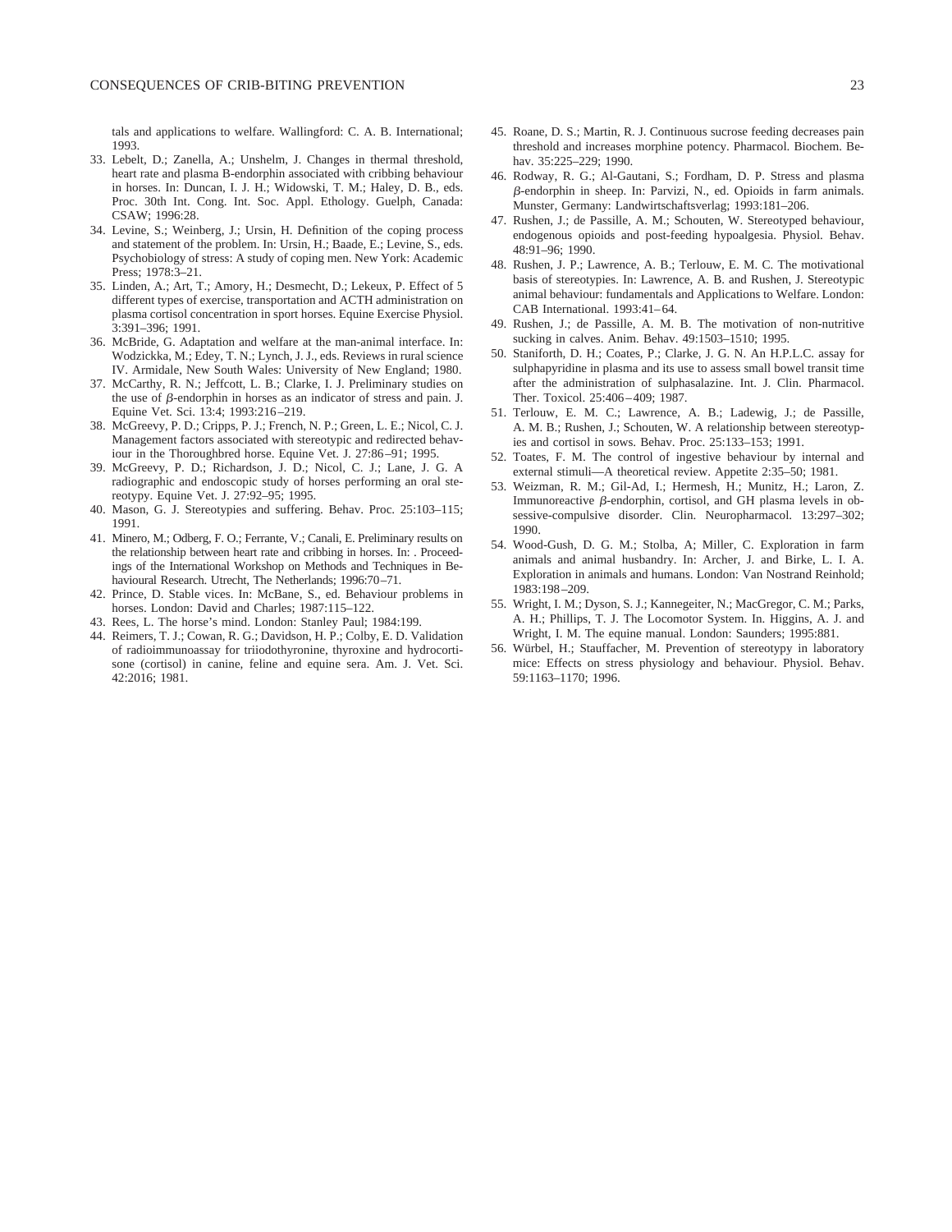tals and applications to welfare. Wallingford: C. A. B. International; 1993.

33. Lebelt, D.; Zanella, A.; Unshelm, J. Changes in thermal threshold, heart rate and plasma B-endorphin associated with cribbing behaviour in horses. In: Duncan, I. J. H.; Widowski, T. M.; Haley, D. B., eds. Proc. 30th Int. Cong. Int. Soc. Appl. Ethology. Guelph, Canada: CSAW; 1996:28.
34. Levine, S.; Weinberg, J.; Ursin, H. Definition of the coping process and statement of the problem. In: Ursin, H.; Baade, E.; Levine, S., eds. Psychobiology of stress: A study of coping men. New York: Academic Press; 1978:3–21.
35. Linden, A.; Art, T.; Amory, H.; Desmecht, D.; Lekeux, P. Effect of 5 different types of exercise, transportation and ACTH administration on plasma cortisol concentration in sport horses. Equine Exercise Physiol. 3:391–396; 1991.
36. McBride, G. Adaptation and welfare at the man-animal interface. In: Wodzickka, M.; Edey, T. N.; Lynch, J. J., eds. Reviews in rural science IV. Armidale, New South Wales: University of New England; 1980.
37. McCarthy, R. N.; Jeffcott, L. B.; Clarke, I. J. Preliminary studies on the use of $\beta$-endorphin in horses as an indicator of stress and pain. J. Equine Vet. Sci. 13:4; 1993:216–219.
38. McGreevy, P. D.; Cripps, P. J.; French, N. P.; Green, L. E.; Nicol, C. J. Management factors associated with stereotypic and redirected behaviour in the Thoroughbred horse. Equine Vet. J. 27:86–91; 1995.
39. McGreevy, P. D.; Richardson, J. D.; Nicol, C. J.; Lane, J. G. A radiographic and endoscopic study of horses performing an oral stereotypy. Equine Vet. J. 27:92–95; 1995.
40. Mason, G. J. Stereotypies and suffering. Behav. Proc. 25:103–115; 1991.
41. Minero, M.; Odberg, F. O.; Ferrante, V.; Canali, E. Preliminary results on the relationship between heart rate and cribbing in horses. In: . Proceedings of the International Workshop on Methods and Techniques in Behavioural Research. Utrecht, The Netherlands; 1996:70–71.
42. Prince, D. Stable vices. In: McBane, S., ed. Behaviour problems in horses. London: David and Charles; 1987:115–122.
43. Rees, L. The horse's mind. London: Stanley Paul; 1984:199.
44. Reimers, T. J.; Cowan, R. G.; Davidson, H. P.; Colby, E. D. Validation of radioimmunoassay for triiodothyronine, thyroxine and hydrocortisone (cortisol) in canine, feline and equine sera. Am. J. Vet. Sci. 42:2016; 1981.
45. Roane, D. S.; Martin, R. J. Continuous sucrose feeding decreases pain threshold and increases morphine potency. Pharmacol. Biochem. Behav. 35:225–229; 1990.
46. Rodway, R. G.; Al-Gautani, S.; Fordham, D. P. Stress and plasma $\beta$-endorphin in sheep. In: Parvizi, N., ed. Opioids in farm animals. Munster, Germany: Landwirtschaftsverlag; 1993:181–206.
47. Rushen, J.; de Passille, A. M.; Schouten, W. Stereotyped behaviour, endogenous opioids and post-feeding hypoalgesia. Physiol. Behav. 48:91–96; 1990.
48. Rushen, J. P.; Lawrence, A. B.; Terlouw, E. M. C. The motivational basis of stereotypies. In: Lawrence, A. B. and Rushen, J. Stereotypic animal behaviour: fundamentals and Applications to Welfare. London: CAB International. 1993:41–64.
49. Rushen, J.; de Passille, A. M. B. The motivation of non-nutritive sucking in calves. Anim. Behav. 49:1503–1510; 1995.
50. Staniforth, D. H.; Coates, P.; Clarke, J. G. N. An H.P.L.C. assay for sulphapyridine in plasma and its use to assess small bowel transit time after the administration of sulphasalazine. Int. J. Clin. Pharmacol. Ther. Toxicol. 25:406–409; 1987.
51. Terlouw, E. M. C.; Lawrence, A. B.; Ladewig, J.; de Passille, A. M. B.; Rushen, J.; Schouten, W. A relationship between stereotypies and cortisol in sows. Behav. Proc. 25:133–153; 1991.
52. Toates, F. M. The control of ingestive behaviour by internal and external stimuli—A theoretical review. Appetite 2:35–50; 1981.
53. Weizman, R. M.; Gil-Ad, I.; Hermesh, H.; Munitz, H.; Laron, Z. Immunoreactive $\beta$-endorphin, cortisol, and GH plasma levels in obsessive-compulsive disorder. Clin. Neuropharmacol. 13:297–302; 1990.
54. Wood-Gush, D. G. M.; Stolba, A; Miller, C. Exploration in farm animals and animal husbandry. In: Archer, J. and Birke, L. I. A. Exploration in animals and humans. London: Van Nostrand Reinhold; 1983:198–209.
55. Wright, I. M.; Dyson, S. J.; Kannegeiter, N.; MacGregor, C. M.; Parks, A. H.; Phillips, T. J. The Locomotor System. In. Higgins, A. J. and Wright, I. M. The equine manual. London: Saunders; 1995:881.
56. Würbel, H.; Stauffacher, M. Prevention of stereotypy in laboratory mice: Effects on stress physiology and behaviour. Physiol. Behav. 59:1163–1170; 1996.